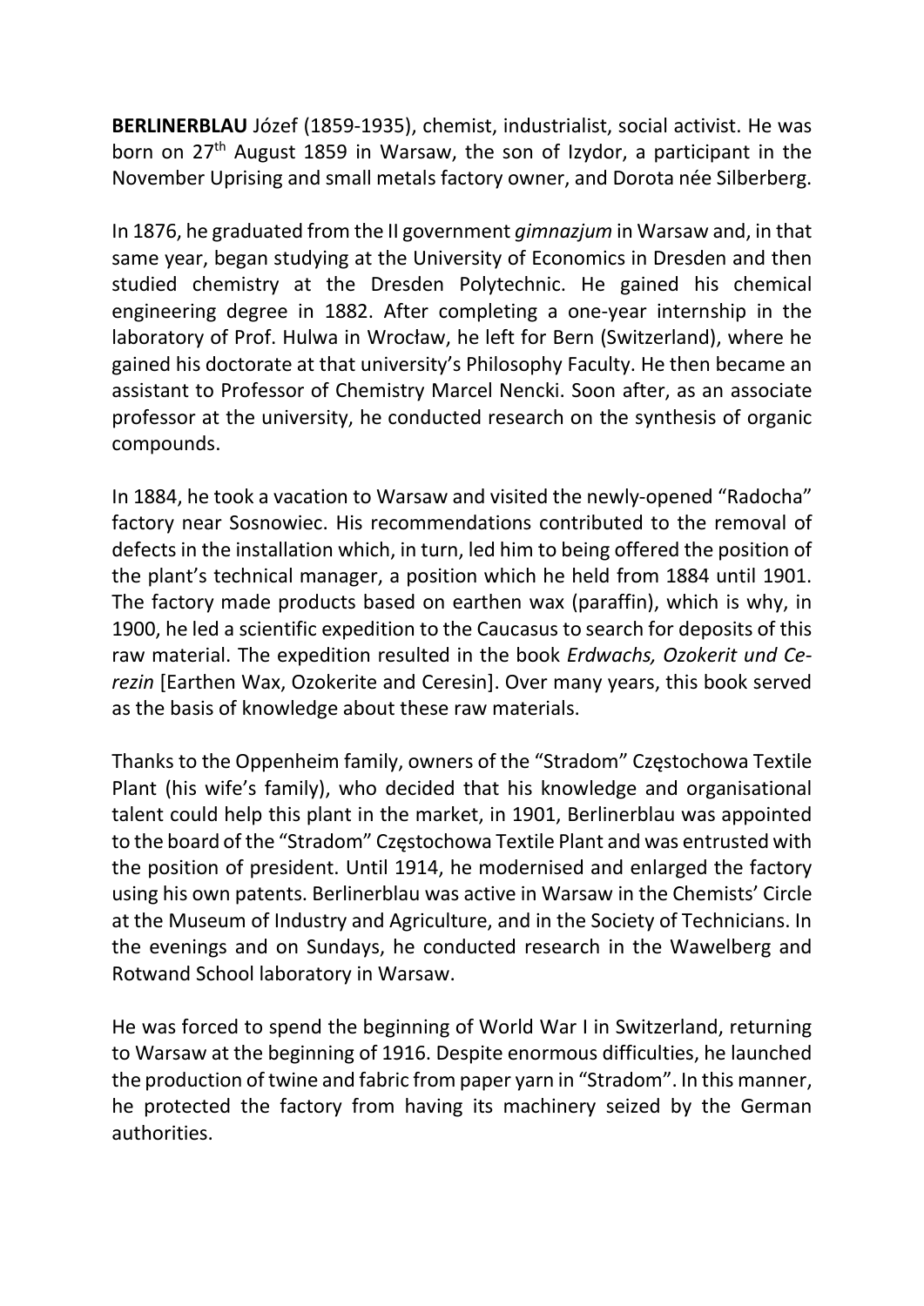**BERLINERBLAU** Józef (1859-1935), chemist, industrialist, social activist. He was born on 27th August 1859 in Warsaw, the son of Izydor, a participant in the November Uprising and small metals factory owner, and Dorota née Silberberg.

In 1876, he graduated from the II government *gimnazjum* in Warsaw and, in that same year, began studying at the University of Economics in Dresden and then studied chemistry at the Dresden Polytechnic. He gained his chemical engineering degree in 1882. After completing a one-year internship in the laboratory of Prof. Hulwa in Wrocław, he left for Bern (Switzerland), where he gained his doctorate at that university's Philosophy Faculty. He then became an assistant to Professor of Chemistry Marcel Nencki. Soon after, as an associate professor at the university, he conducted research on the synthesis of organic compounds.

In 1884, he took a vacation to Warsaw and visited the newly-opened "Radocha" factory near Sosnowiec. His recommendations contributed to the removal of defects in the installation which, in turn, led him to being offered the position of the plant's technical manager, a position which he held from 1884 until 1901. The factory made products based on earthen wax (paraffin), which is why, in 1900, he led a scientific expedition to the Caucasus to search for deposits of this raw material. The expedition resulted in the book *Erdwachs, Ozokerit und Cerezin* [Earthen Wax, Ozokerite and Ceresin]. Over many years, this book served as the basis of knowledge about these raw materials.

Thanks to the Oppenheim family, owners of the "Stradom" Częstochowa Textile Plant (his wife's family), who decided that his knowledge and organisational talent could help this plant in the market, in 1901, Berlinerblau was appointed to the board of the "Stradom" Częstochowa Textile Plant and was entrusted with the position of president. Until 1914, he modernised and enlarged the factory using his own patents. Berlinerblau was active in Warsaw in the Chemists' Circle at the Museum of Industry and Agriculture, and in the Society of Technicians. In the evenings and on Sundays, he conducted research in the Wawelberg and Rotwand School laboratory in Warsaw.

He was forced to spend the beginning of World War I in Switzerland, returning to Warsaw at the beginning of 1916. Despite enormous difficulties, he launched the production of twine and fabric from paper yarn in "Stradom". In this manner, he protected the factory from having its machinery seized by the German authorities.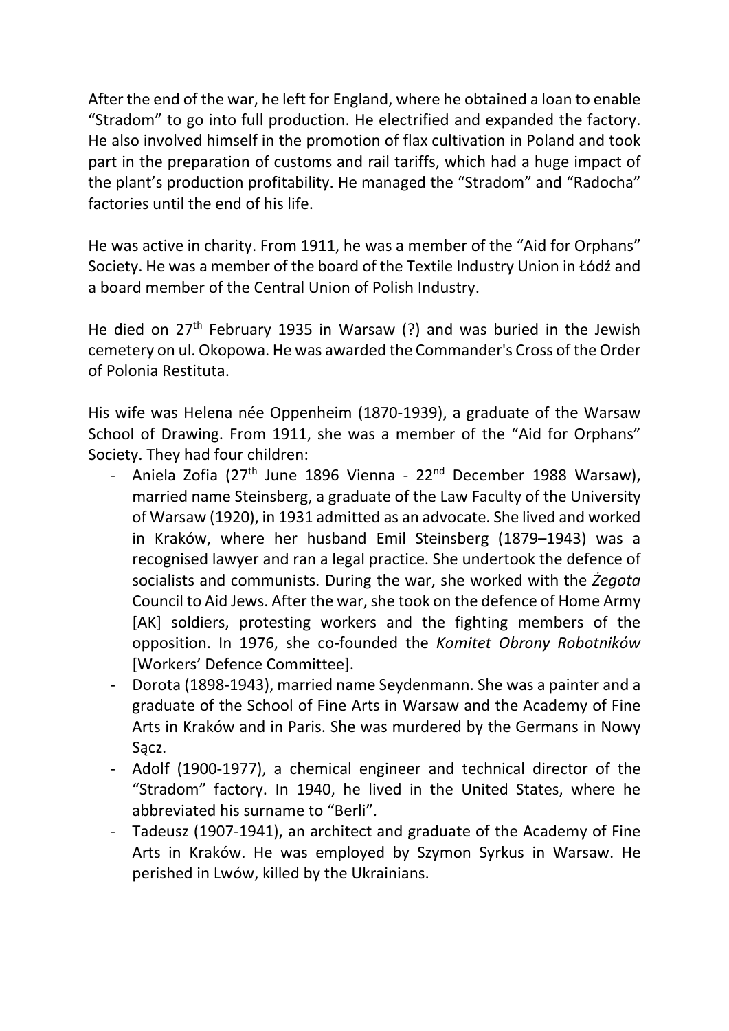After the end of the war, he left for England, where he obtained a loan to enable “Stradom” to go into full production. He electrified and expanded the factory. He also involved himself in the promotion of flax cultivation in Poland and took part in the preparation of customs and rail tariffs, which had a huge impact of the plant’s production profitability. He managed the “Stradom” and “Radocha” factories until the end of his life.

He was active in charity. From 1911, he was a member of the “Aid for Orphans” Society. He was a member of the board of the Textile Industry Union in Łódź and a board member of the Central Union of Polish Industry.

He died on 27th February 1935 in Warsaw (?) and was buried in the Jewish cemetery on ul. Okopowa. He was awarded the Commander's Cross of the Order of Polonia Restituta.

His wife was Helena née Oppenheim (1870-1939), a graduate of the Warsaw School of Drawing. From 1911, she was a member of the “Aid for Orphans” Society. They had four children:

- Aniela Zofia (27th June 1896 Vienna - 22nd December 1988 Warsaw), married name Steinsberg, a graduate of the Law Faculty of the University of Warsaw (1920), in 1931 admitted as an advocate. She lived and worked in Kraków, where her husband Emil Steinsberg (1879–1943) was a recognised lawyer and ran a legal practice. She undertook the defence of socialists and communists. During the war, she worked with the *Żegota* Council to Aid Jews. After the war, she took on the defence of Home Army [AK] soldiers, protesting workers and the fighting members of the opposition. In 1976, she co-founded the *Komitet Obrony Robotników* [Workers’ Defence Committee].
- Dorota (1898-1943), married name Seydenmann. She was a painter and a graduate of the School of Fine Arts in Warsaw and the Academy of Fine Arts in Kraków and in Paris. She was murdered by the Germans in Nowy Sącz.
- Adolf (1900-1977), a chemical engineer and technical director of the “Stradom” factory. In 1940, he lived in the United States, where he abbreviated his surname to “Berli”.
- Tadeusz (1907-1941), an architect and graduate of the Academy of Fine Arts in Kraków. He was employed by Szymon Syrkus in Warsaw. He perished in Lwów, killed by the Ukrainians.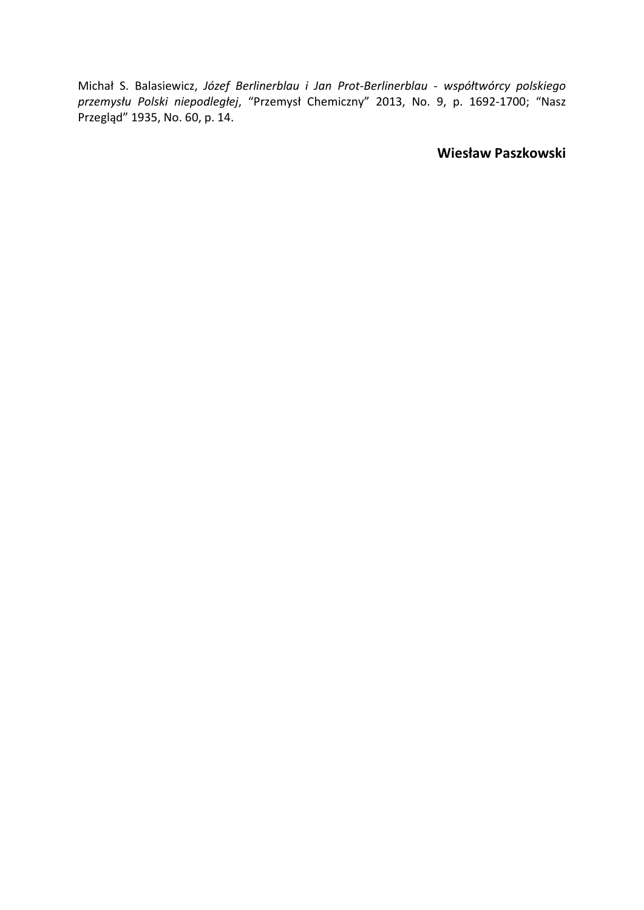Michał S. Balasiewicz, *Józef Berlinerblau i Jan Prot-Berlinerblau - współtwórcy polskiego przemysłu Polski niepodległej*, "Przemysł Chemiczny" 2013, No. 9, p. 1692-1700; "Nasz Przegląd" 1935, No. 60, p. 14.

**Wiesław Paszkowski**